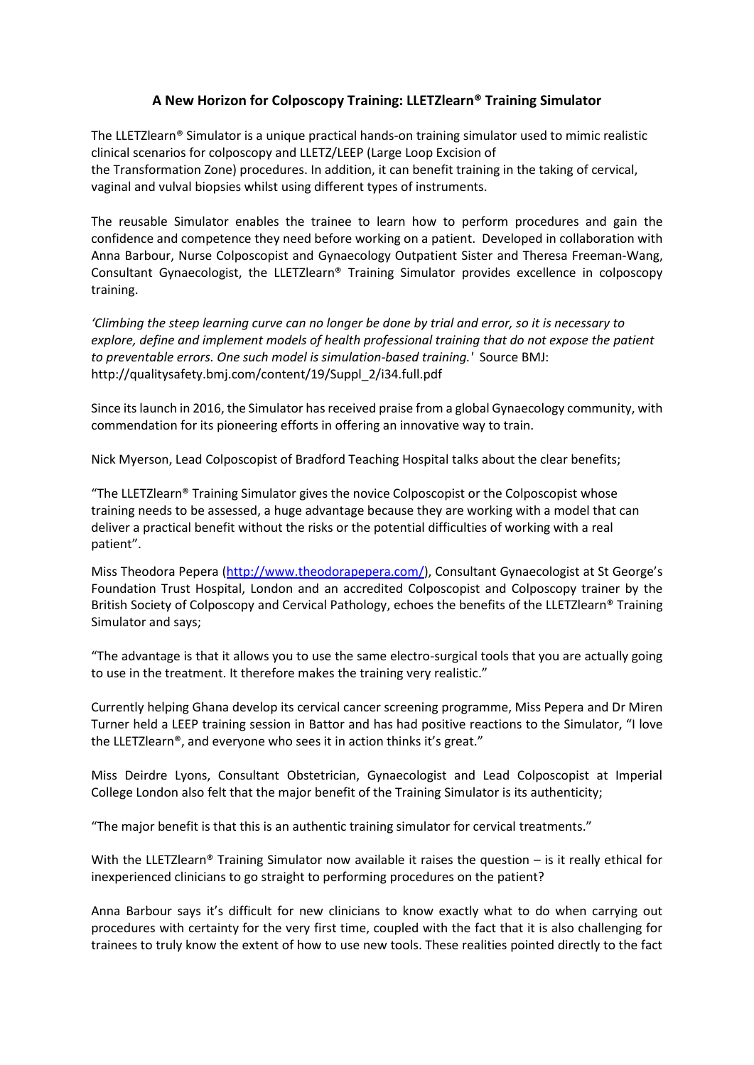# A New Horizon for Colposcopy Training: LLETZlearn® Training Simulator

The LLETZlearn® Simulator is a unique practical hands-on training simulator used to mimic realistic clinical scenarios for colposcopy and LLETZ/LEEP (Large Loop Excision of the Transformation Zone) procedures. In addition, it can benefit training in the taking of cervical, vaginal and vulval biopsies whilst using different types of instruments.

The reusable Simulator enables the trainee to learn how to perform procedures and gain the confidence and competence they need before working on a patient. Developed in collaboration with Anna Barbour, Nurse Colposcopist and Gynaecology Outpatient Sister and Theresa Freeman-Wang, Consultant Gynaecologist, the LLETZlearn® Training Simulator provides excellence in colposcopy training.

*'Climbing the steep learning curve can no longer be done by trial and error, so it is necessary to explore, define and implement models of health professional training that do not expose the patient to preventable errors. One such model is simulation-based training.'* Source BMJ: http://qualitysafety.bmj.com/content/19/Suppl_2/i34.full.pdf

Since its launch in 2016, the Simulator has received praise from a global Gynaecology community, with commendation for its pioneering efforts in offering an innovative way to train.

Nick Myerson, Lead Colposcopist of Bradford Teaching Hospital talks about the clear benefits;

"The LLETZlearn® Training Simulator gives the novice Colposcopist or the Colposcopist whose training needs to be assessed, a huge advantage because they are working with a model that can deliver a practical benefit without the risks or the potential difficulties of working with a real patient".

Miss Theodora Pepera (http://www.theodorapepera.com/), Consultant Gynaecologist at St George's Foundation Trust Hospital, London and an accredited Colposcopist and Colposcopy trainer by the British Society of Colposcopy and Cervical Pathology, echoes the benefits of the LLETZlearn® Training Simulator and says;

"The advantage is that it allows you to use the same electro-surgical tools that you are actually going to use in the treatment. It therefore makes the training very realistic."

Currently helping Ghana develop its cervical cancer screening programme, Miss Pepera and Dr Miren Turner held a LEEP training session in Battor and has had positive reactions to the Simulator, "I love the LLETZlearn®, and everyone who sees it in action thinks it's great."

Miss Deirdre Lyons, Consultant Obstetrician, Gynaecologist and Lead Colposcopist at Imperial College London also felt that the major benefit of the Training Simulator is its authenticity;

"The major benefit is that this is an authentic training simulator for cervical treatments."

With the LLETZlearn® Training Simulator now available it raises the question – is it really ethical for inexperienced clinicians to go straight to performing procedures on the patient?

Anna Barbour says it's difficult for new clinicians to know exactly what to do when carrying out procedures with certainty for the very first time, coupled with the fact that it is also challenging for trainees to truly know the extent of how to use new tools. These realities pointed directly to the fact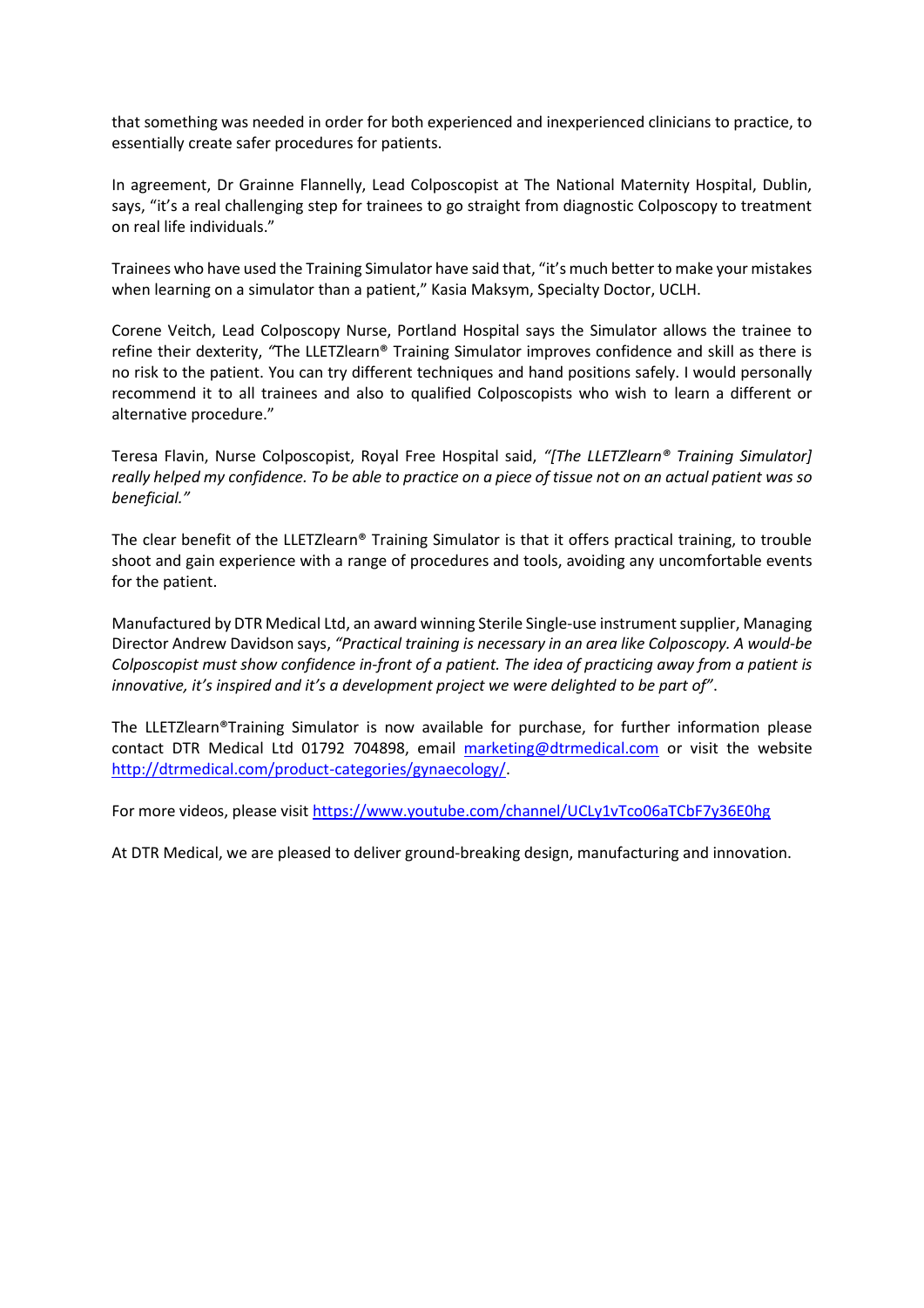that something was needed in order for both experienced and inexperienced clinicians to practice, to essentially create safer procedures for patients.

In agreement, Dr Grainne Flannelly, Lead Colposcopist at The National Maternity Hospital, Dublin, says, "it's a real challenging step for trainees to go straight from diagnostic Colposcopy to treatment on real life individuals."

Trainees who have used the Training Simulator have said that, "it's much better to make your mistakes when learning on a simulator than a patient," Kasia Maksym, Specialty Doctor, UCLH.

Corene Veitch, Lead Colposcopy Nurse, Portland Hospital says the Simulator allows the trainee to refine their dexterity, "The LLETZlearn® Training Simulator improves confidence and skill as there is no risk to the patient. You can try different techniques and hand positions safely. I would personally recommend it to all trainees and also to qualified Colposcopists who wish to learn a different or alternative procedure."

Teresa Flavin, Nurse Colposcopist, Royal Free Hospital said, *"[The LLETZlearn® Training Simulator] really helped my confidence. To be able to practice on a piece of tissue not on an actual patient was so beneficial."*

The clear benefit of the LLETZlearn® Training Simulator is that it offers practical training, to trouble shoot and gain experience with a range of procedures and tools, avoiding any uncomfortable events for the patient.

Manufactured by DTR Medical Ltd, an award winning Sterile Single-use instrument supplier, Managing Director Andrew Davidson says, *"Practical training is necessary in an area like Colposcopy. A would-be Colposcopist must show confidence in-front of a patient. The idea of practicing away from a patient is innovative, it's inspired and it's a development project we were delighted to be part of"*.

The LLETZlearn®Training Simulator is now available for purchase, for further information please contact DTR Medical Ltd 01792 704898, email marketing@dtrmedical.com or visit the website http://dtrmedical.com/product-categories/gynaecology/.

For more videos, please visit https://www.youtube.com/channel/UCLy1vTco06aTCbF7y36E0hg

At DTR Medical, we are pleased to deliver ground-breaking design, manufacturing and innovation.